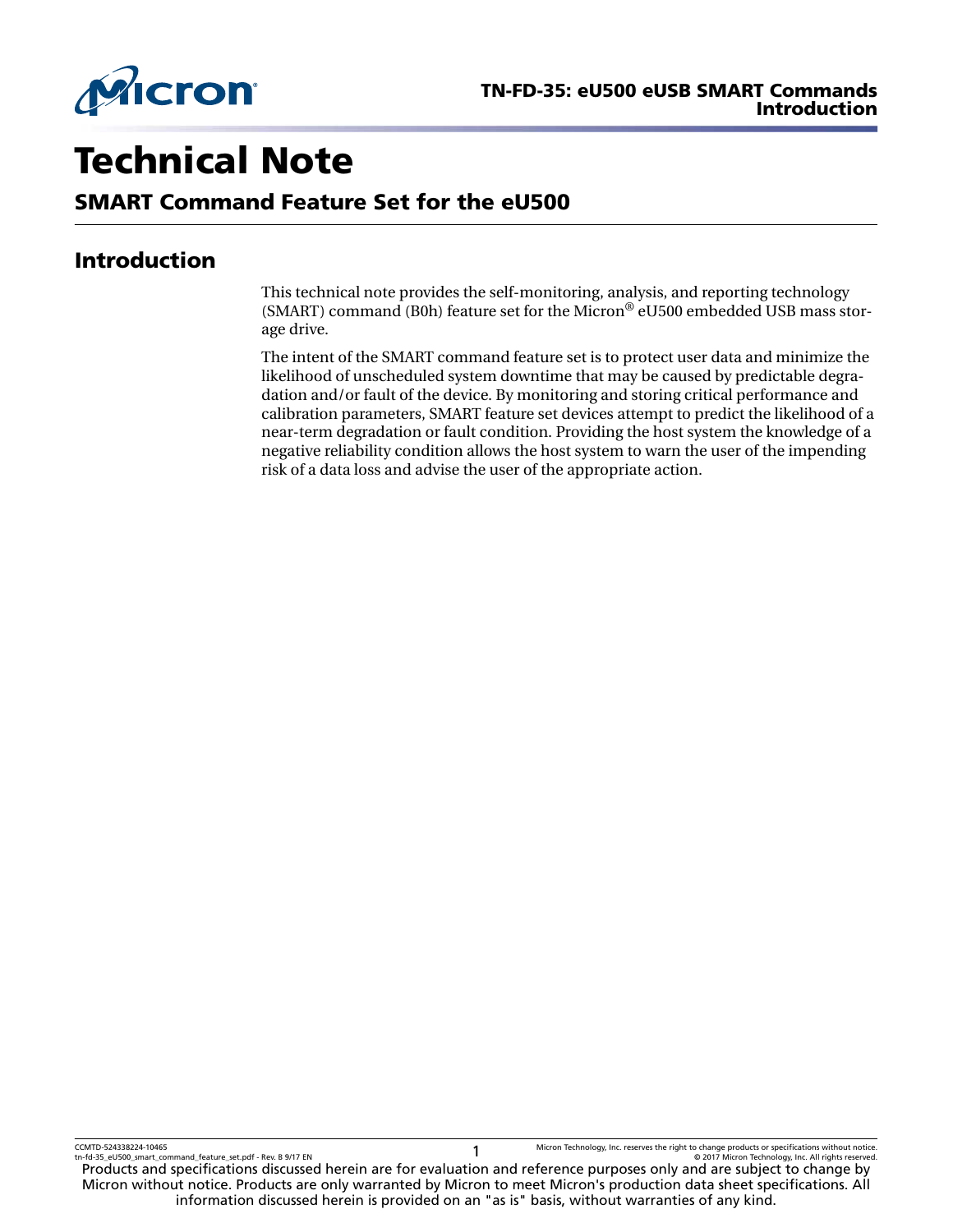# Technical Note

## SMART Command Feature Set for the eU500

## Introduction

This technical note provides the self-monitoring, analysis, and reporting technology (SMART) command (B0h) feature set for the Micron® eU500 embedded USB mass storage drive.

The intent of the SMART command feature set is to protect user data and minimize the likelihood of unscheduled system downtime that may be caused by predictable degradation and/or fault of the device. By monitoring and storing critical performance and calibration parameters, SMART feature set devices attempt to predict the likelihood of a near-term degradation or fault condition. Providing the host system the knowledge of a negative reliability condition allows the host system to warn the user of the impending risk of a data loss and advise the user of the appropriate action.

Products and specifications discussed herein are for evaluation and reference purposes only and are subject to change by Micron without notice. Products are only warranted by Micron to meet Micron's production data sheet specifications. All information discussed herein is provided on an "as is" basis, without warranties of any kind.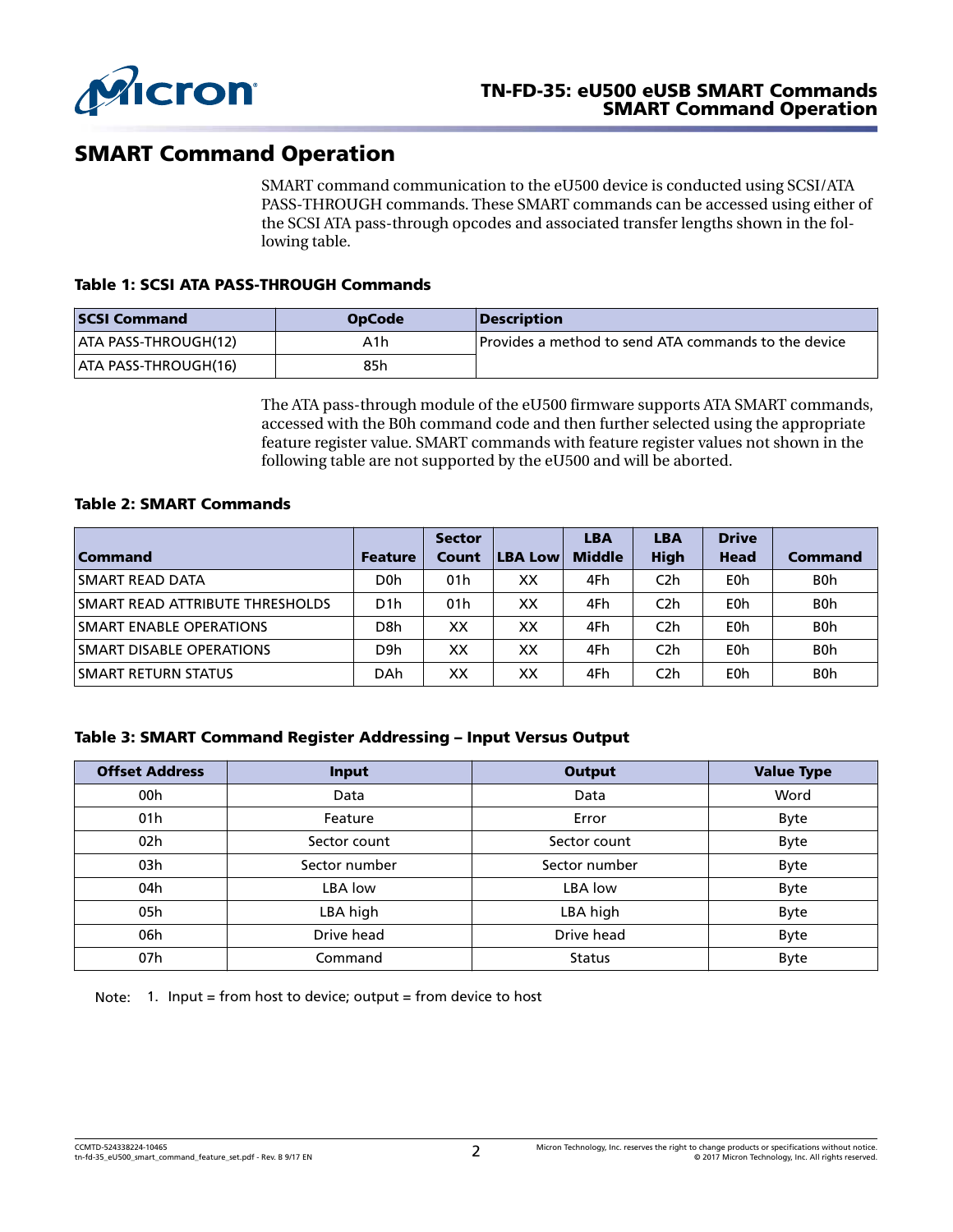## SMART Command Operation

SMART command communication to the eU500 device is conducted using SCSI/ATA PASS-THROUGH commands. These SMART commands can be accessed using either of the SCSI ATA pass-through opcodes and associated transfer lengths shown in the following table.

**Table 1: SCSI ATA PASS-THROUGH Commands**

| SCSI Command | OpCode | Description |
|---|---|---|
| ATA PASS-THROUGH(12) | A1h | Provides a method to send ATA commands to the device |
| ATA PASS-THROUGH(16) | 85h | |

The ATA pass-through module of the eU500 firmware supports ATA SMART commands, accessed with the B0h command code and then further selected using the appropriate feature register value. SMART commands with feature register values not shown in the following table are not supported by the eU500 and will be aborted.

**Table 2: SMART Commands**

| Command | Feature | Sector Count | LBA Low | LBA Middle | LBA High | Drive Head | Command |
|---|---|---|---|---|---|---|---|
| SMART READ DATA | D0h | 01h | XX | 4Fh | C2h | E0h | B0h |
| SMART READ ATTRIBUTE THRESHOLDS | D1h | 01h | XX | 4Fh | C2h | E0h | B0h |
| SMART ENABLE OPERATIONS | D8h | XX | XX | 4Fh | C2h | E0h | B0h |
| SMART DISABLE OPERATIONS | D9h | XX | XX | 4Fh | C2h | E0h | B0h |
| SMART RETURN STATUS | DAh | XX | XX | 4Fh | C2h | E0h | B0h |

**Table 3: SMART Command Register Addressing – Input Versus Output**

| Offset Address | Input | Output | Value Type |
|---|---|---|---|
| 00h | Data | Data | Word |
| 01h | Feature | Error | Byte |
| 02h | Sector count | Sector count | Byte |
| 03h | Sector number | Sector number | Byte |
| 04h | LBA low | LBA low | Byte |
| 05h | LBA high | LBA high | Byte |
| 06h | Drive head | Drive head | Byte |
| 07h | Command | Status | Byte |

Note: 1. Input = from host to device; output = from device to host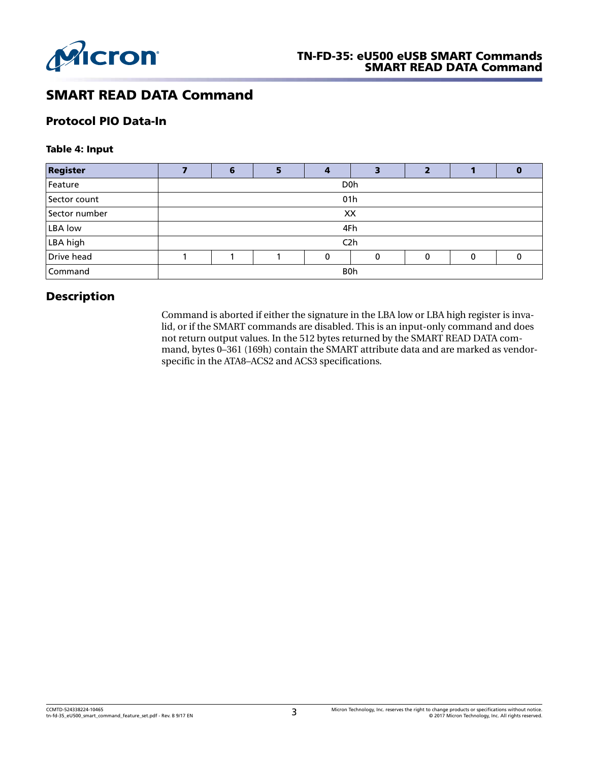# SMART READ DATA Command

## Protocol PIO Data-In

**Table 4: Input**

| Register | 7 | 6 | 5 | 4 | 3 | 2 | 1 | 0 |
|---|---|---|---|---|---|---|---|---|
| Feature | D0h | | | | | | | |
| Sector count | 01h | | | | | | | |
| Sector number | XX | | | | | | | |
| LBA low | 4Fh | | | | | | | |
| LBA high | C2h | | | | | | | |
| Drive head | 1 | 1 | 1 | 0 | 0 | 0 | 0 | 0 |
| Command | B0h | | | | | | | |

## Description

Command is aborted if either the signature in the LBA low or LBA high register is invalid, or if the SMART commands are disabled. This is an input-only command and does not return output values. In the 512 bytes returned by the SMART READ DATA command, bytes 0–361 (169h) contain the SMART attribute data and are marked as vendor-specific in the ATA8–ACS2 and ACS3 specifications.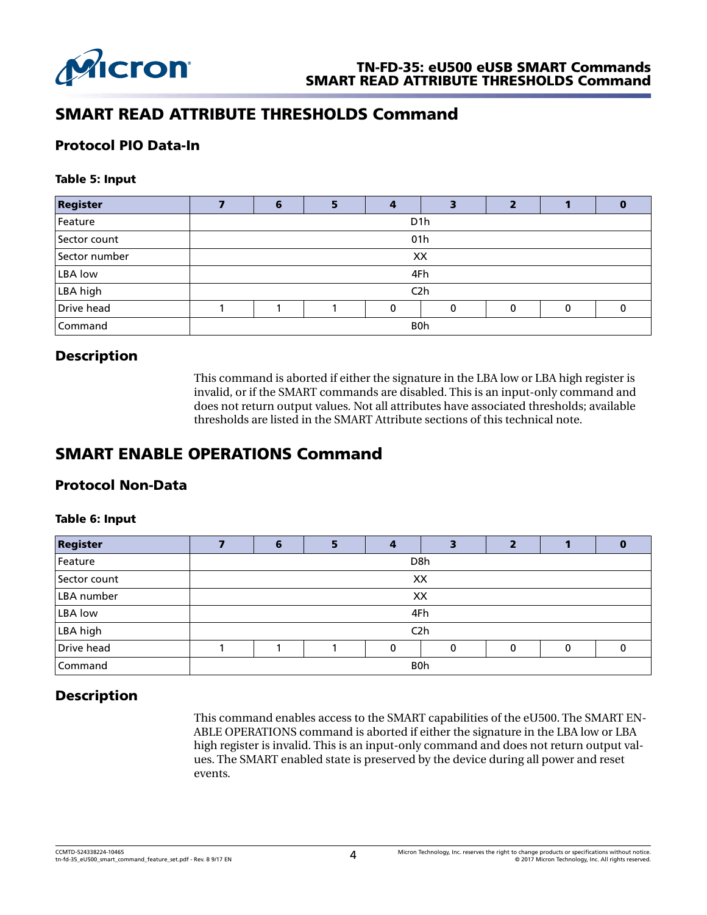## SMART READ ATTRIBUTE THRESHOLDS Command

### Protocol PIO Data-In

**Table 5: Input**

| Register | 7 | 6 | 5 | 4 | 3 | 2 | 1 | 0 |
|---|---|---|---|---|---|---|---|---|
| Feature | D1h | | | | | | | |
| Sector count | 01h | | | | | | | |
| Sector number | XX | | | | | | | |
| LBA low | 4Fh | | | | | | | |
| LBA high | C2h | | | | | | | |
| Drive head | 1 | 1 | 1 | 0 | 0 | 0 | 0 | 0 |
| Command | B0h | | | | | | | |

### Description

This command is aborted if either the signature in the LBA low or LBA high register is invalid, or if the SMART commands are disabled. This is an input-only command and does not return output values. Not all attributes have associated thresholds; available thresholds are listed in the SMART Attribute sections of this technical note.

## SMART ENABLE OPERATIONS Command

### Protocol Non-Data

**Table 6: Input**

| Register | 7 | 6 | 5 | 4 | 3 | 2 | 1 | 0 |
|---|---|---|---|---|---|---|---|---|
| Feature | D8h | | | | | | | |
| Sector count | XX | | | | | | | |
| LBA number | XX | | | | | | | |
| LBA low | 4Fh | | | | | | | |
| LBA high | C2h | | | | | | | |
| Drive head | 1 | 1 | 1 | 0 | 0 | 0 | 0 | 0 |
| Command | B0h | | | | | | | |

### Description

This command enables access to the SMART capabilities of the eU500. The SMART ENABLE OPERATIONS command is aborted if either the signature in the LBA low or LBA high register is invalid. This is an input-only command and does not return output values. The SMART enabled state is preserved by the device during all power and reset events.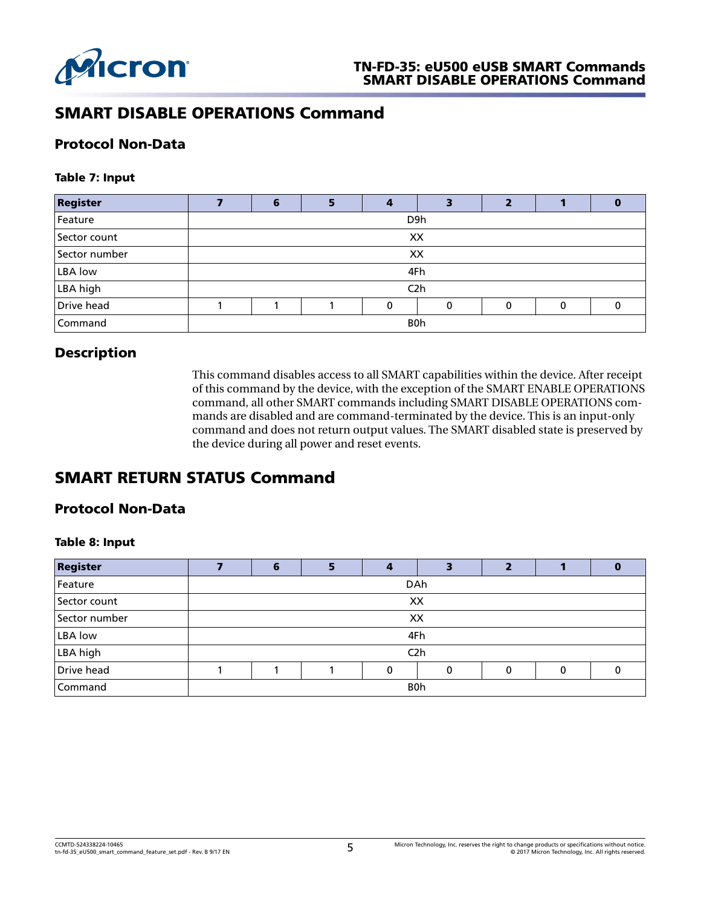## SMART DISABLE OPERATIONS Command

### Protocol Non-Data

**Table 7: Input**

| Register | 7 | 6 | 5 | 4 | 3 | 2 | 1 | 0 |
|---|---|---|---|---|---|---|---|---|
| Feature | D9h | | | | | | | |
| Sector count | XX | | | | | | | |
| Sector number | XX | | | | | | | |
| LBA low | 4Fh | | | | | | | |
| LBA high | C2h | | | | | | | |
| Drive head | 1 | 1 | 1 | 0 | 0 | 0 | 0 | 0 |
| Command | B0h | | | | | | | |

### Description

This command disables access to all SMART capabilities within the device. After receipt of this command by the device, with the exception of the SMART ENABLE OPERATIONS command, all other SMART commands including SMART DISABLE OPERATIONS commands are disabled and are command-terminated by the device. This is an input-only command and does not return output values. The SMART disabled state is preserved by the device during all power and reset events.

## SMART RETURN STATUS Command

### Protocol Non-Data

**Table 8: Input**

| Register | 7 | 6 | 5 | 4 | 3 | 2 | 1 | 0 |
|---|---|---|---|---|---|---|---|---|
| Feature | DAh | | | | | | | |
| Sector count | XX | | | | | | | |
| Sector number | XX | | | | | | | |
| LBA low | 4Fh | | | | | | | |
| LBA high | C2h | | | | | | | |
| Drive head | 1 | 1 | 1 | 0 | 0 | 0 | 0 | 0 |
| Command | B0h | | | | | | | |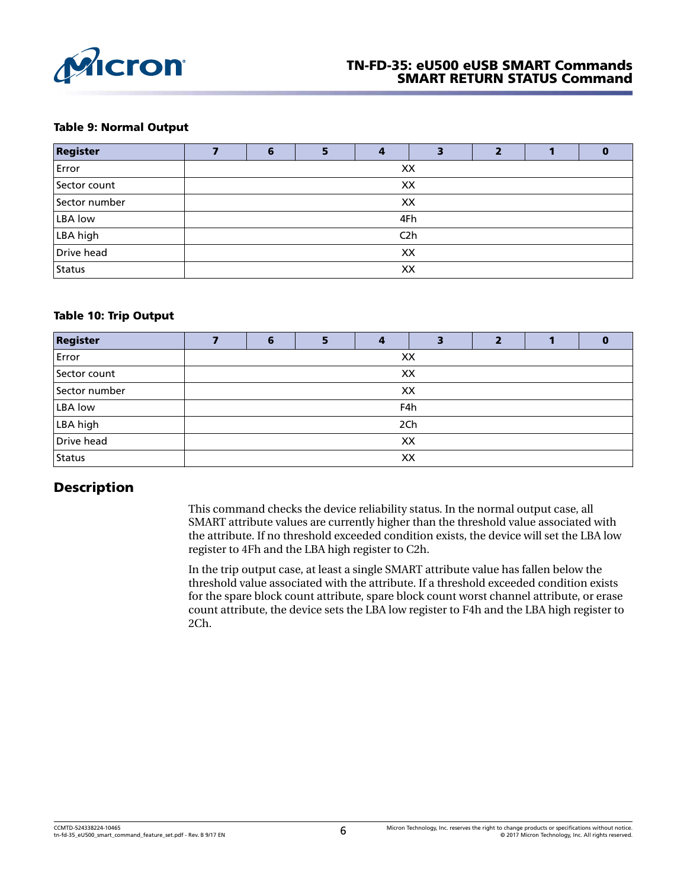**Table 9: Normal Output**

| Register | 7 | 6 | 5 | 4 | 3 | 2 | 1 | 0 |
|---|---|---|---|---|---|---|---|---|
| Error | XX | | | | | | | |
| Sector count | XX | | | | | | | |
| Sector number | XX | | | | | | | |
| LBA low | 4Fh | | | | | | | |
| LBA high | C2h | | | | | | | |
| Drive head | XX | | | | | | | |
| Status | XX | | | | | | | |

**Table 10: Trip Output**

| Register | 7 | 6 | 5 | 4 | 3 | 2 | 1 | 0 |
|---|---|---|---|---|---|---|---|---|
| Error | XX | | | | | | | |
| Sector count | XX | | | | | | | |
| Sector number | XX | | | | | | | |
| LBA low | F4h | | | | | | | |
| LBA high | 2Ch | | | | | | | |
| Drive head | XX | | | | | | | |
| Status | XX | | | | | | | |

## Description

This command checks the device reliability status. In the normal output case, all SMART attribute values are currently higher than the threshold value associated with the attribute. If no threshold exceeded condition exists, the device will set the LBA low register to 4Fh and the LBA high register to C2h.

In the trip output case, at least a single SMART attribute value has fallen below the threshold value associated with the attribute. If a threshold exceeded condition exists for the spare block count attribute, spare block count worst channel attribute, or erase count attribute, the device sets the LBA low register to F4h and the LBA high register to 2Ch.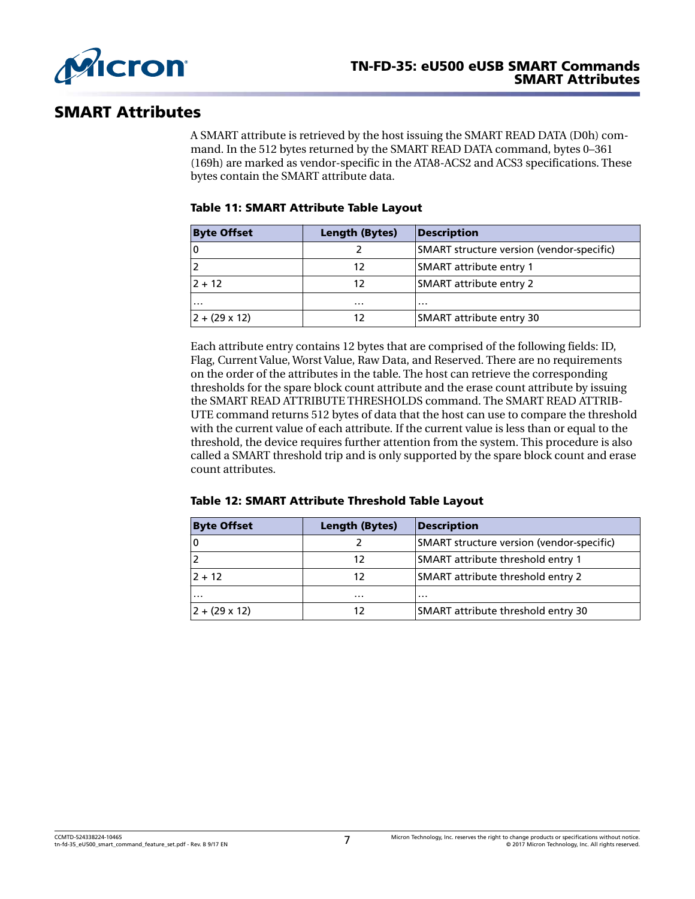## SMART Attributes

A SMART attribute is retrieved by the host issuing the SMART READ DATA (D0h) command. In the 512 bytes returned by the SMART READ DATA command, bytes 0–361 (169h) are marked as vendor-specific in the ATA8-ACS2 and ACS3 specifications. These bytes contain the SMART attribute data.

**Table 11: SMART Attribute Table Layout**

| Byte Offset | Length (Bytes) | Description |
|---|---|---|
| 0 | 2 | SMART structure version (vendor-specific) |
| 2 | 12 | SMART attribute entry 1 |
| 2 + 12 | 12 | SMART attribute entry 2 |
| … | … | … |
| 2 + (29 x 12) | 12 | SMART attribute entry 30 |

Each attribute entry contains 12 bytes that are comprised of the following fields: ID, Flag, Current Value, Worst Value, Raw Data, and Reserved. There are no requirements on the order of the attributes in the table. The host can retrieve the corresponding thresholds for the spare block count attribute and the erase count attribute by issuing the SMART READ ATTRIBUTE THRESHOLDS command. The SMART READ ATTRIBUTE command returns 512 bytes of data that the host can use to compare the threshold with the current value of each attribute. If the current value is less than or equal to the threshold, the device requires further attention from the system. This procedure is also called a SMART threshold trip and is only supported by the spare block count and erase count attributes.

**Table 12: SMART Attribute Threshold Table Layout**

| Byte Offset | Length (Bytes) | Description |
|---|---|---|
| 0 | 2 | SMART structure version (vendor-specific) |
| 2 | 12 | SMART attribute threshold entry 1 |
| 2 + 12 | 12 | SMART attribute threshold entry 2 |
| … | … | … |
| 2 + (29 x 12) | 12 | SMART attribute threshold entry 30 |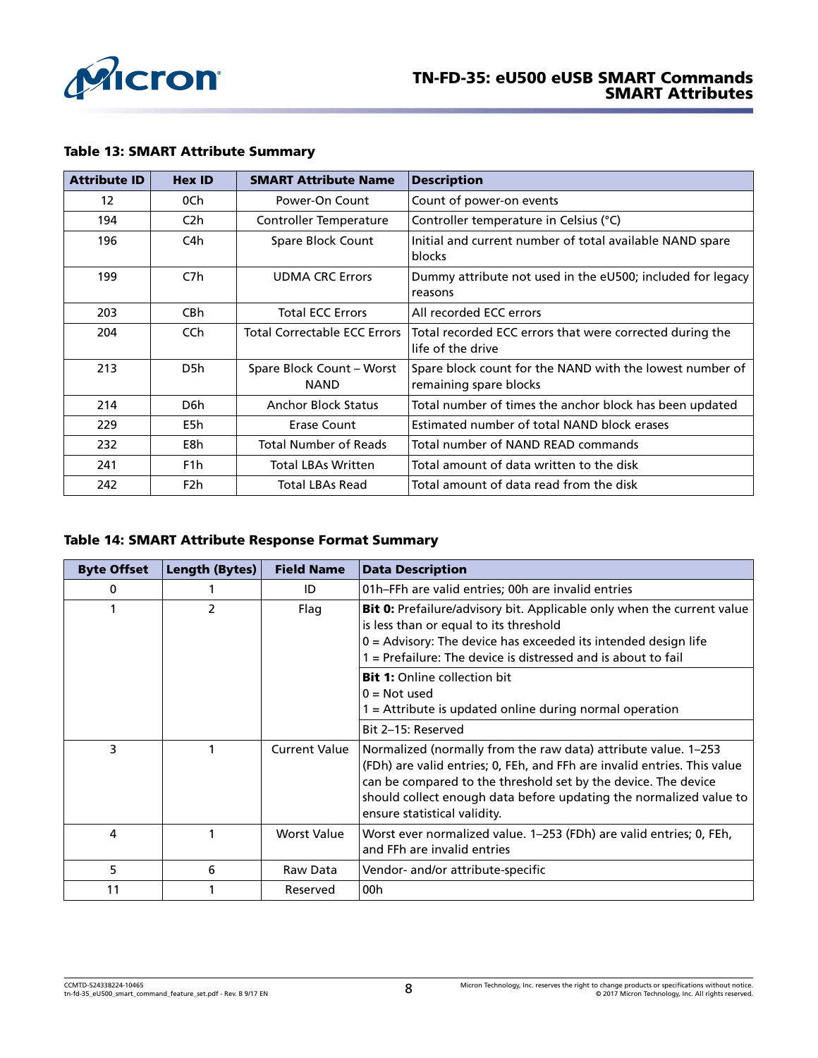**Table 13: SMART Attribute Summary**

| Attribute ID | Hex ID | SMART Attribute Name | Description |
|---|---|---|---|
| 12 | 0Ch | Power-On Count | Count of power-on events |
| 194 | C2h | Controller Temperature | Controller temperature in Celsius (°C) |
| 196 | C4h | Spare Block Count | Initial and current number of total available NAND spare blocks |
| 199 | C7h | UDMA CRC Errors | Dummy attribute not used in the eU500; included for legacy reasons |
| 203 | CBh | Total ECC Errors | All recorded ECC errors |
| 204 | CCh | Total Correctable ECC Errors | Total recorded ECC errors that were corrected during the life of the drive |
| 213 | D5h | Spare Block Count – Worst NAND | Spare block count for the NAND with the lowest number of remaining spare blocks |
| 214 | D6h | Anchor Block Status | Total number of times the anchor block has been updated |
| 229 | E5h | Erase Count | Estimated number of total NAND block erases |
| 232 | E8h | Total Number of Reads | Total number of NAND READ commands |
| 241 | F1h | Total LBAs Written | Total amount of data written to the disk |
| 242 | F2h | Total LBAs Read | Total amount of data read from the disk |

**Table 14: SMART Attribute Response Format Summary**

| Byte Offset | Length (Bytes) | Field Name | Data Description |
|---|---|---|---|
| 0 | 1 | ID | 01h–FFh are valid entries; 00h are invalid entries |
| 1 | 2 | Flag | **Bit 0:** Prefailure/advisory bit. Applicable only when the current value is less than or equal to its threshold<br>0 = Advisory: The device has exceeded its intended design life<br>1 = Prefailure: The device is distressed and is about to fail |
| | | | **Bit 1:** Online collection bit<br>0 = Not used<br>1 = Attribute is updated online during normal operation |
| | | | Bit 2–15: Reserved |
| 3 | 1 | Current Value | Normalized (normally from the raw data) attribute value. 1–253 (FDh) are valid entries; 0, FEh, and FFh are invalid entries. This value can be compared to the threshold set by the device. The device should collect enough data before updating the normalized value to ensure statistical validity. |
| 4 | 1 | Worst Value | Worst ever normalized value. 1–253 (FDh) are valid entries; 0, FEh, and FFh are invalid entries |
| 5 | 6 | Raw Data | Vendor- and/or attribute-specific |
| 11 | 1 | Reserved | 00h |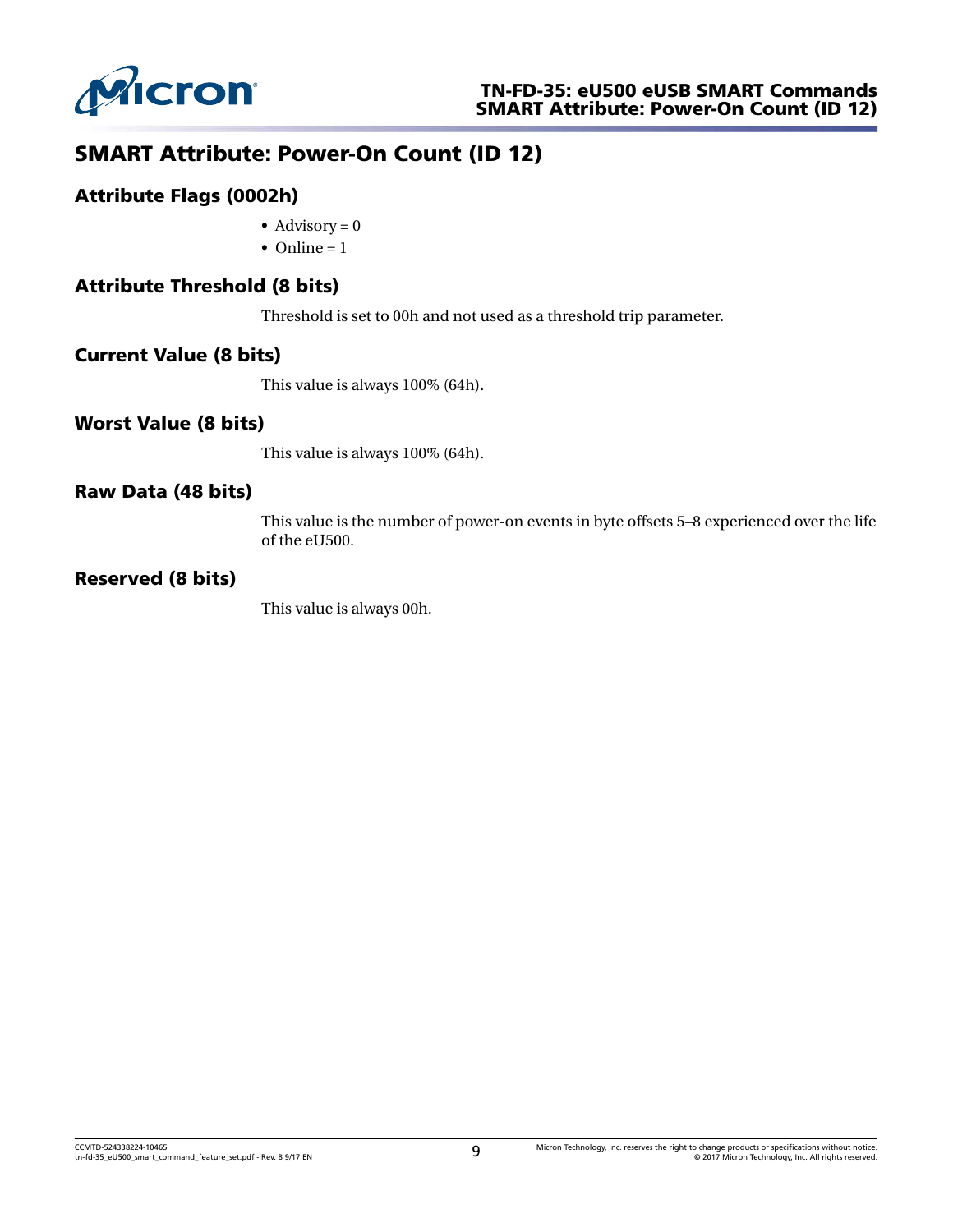## SMART Attribute: Power-On Count (ID 12)

### Attribute Flags (0002h)

- Advisory = 0
- Online = 1

### Attribute Threshold (8 bits)

Threshold is set to 00h and not used as a threshold trip parameter.

### Current Value (8 bits)

This value is always 100% (64h).

### Worst Value (8 bits)

This value is always 100% (64h).

### Raw Data (48 bits)

This value is the number of power-on events in byte offsets 5–8 experienced over the life of the eU500.

### Reserved (8 bits)

This value is always 00h.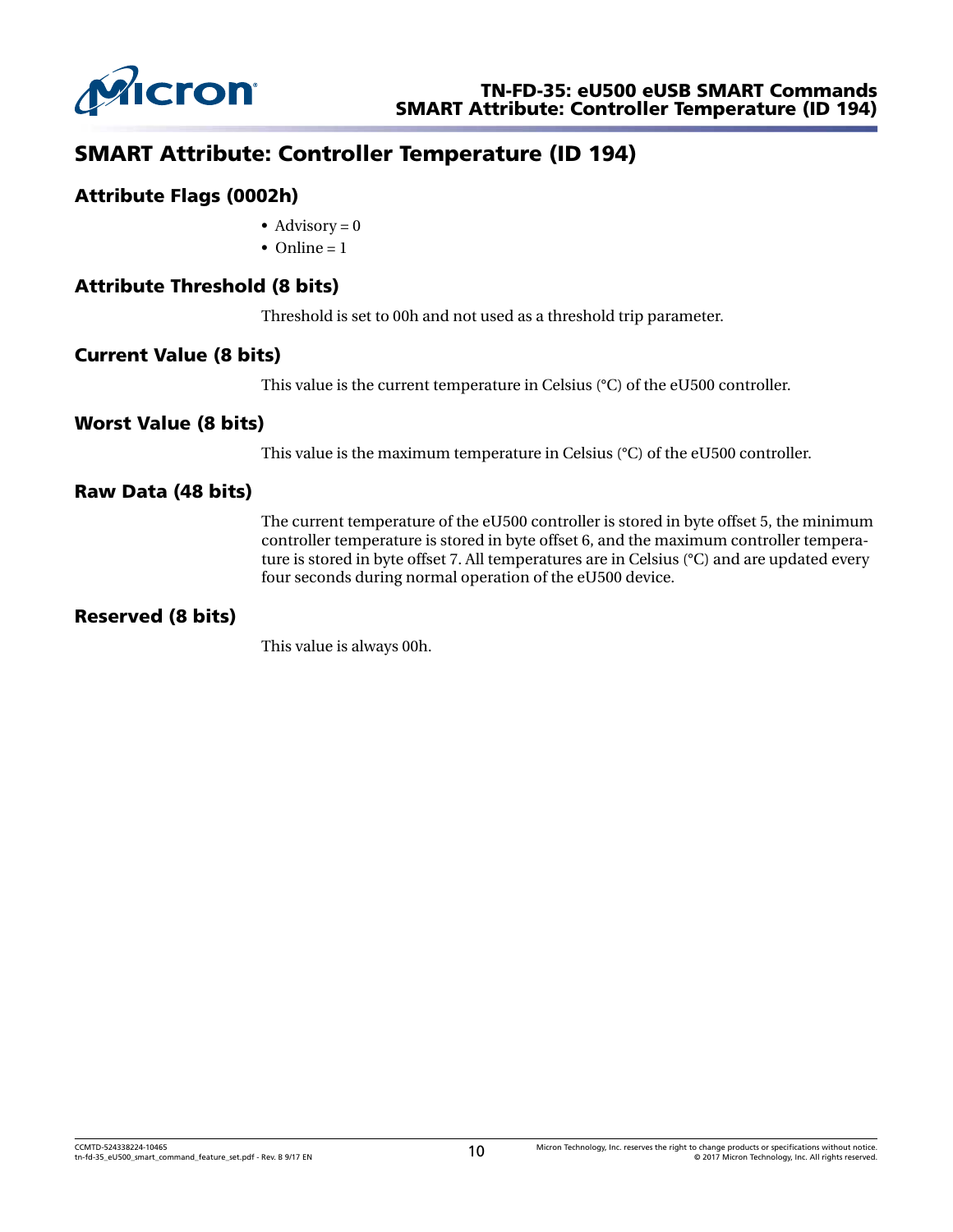# SMART Attribute: Controller Temperature (ID 194)

## Attribute Flags (0002h)

- Advisory = 0
- Online = 1

## Attribute Threshold (8 bits)

Threshold is set to 00h and not used as a threshold trip parameter.

## Current Value (8 bits)

This value is the current temperature in Celsius (°C) of the eU500 controller.

## Worst Value (8 bits)

This value is the maximum temperature in Celsius (°C) of the eU500 controller.

## Raw Data (48 bits)

The current temperature of the eU500 controller is stored in byte offset 5, the minimum controller temperature is stored in byte offset 6, and the maximum controller temperature is stored in byte offset 7. All temperatures are in Celsius (°C) and are updated every four seconds during normal operation of the eU500 device.

## Reserved (8 bits)

This value is always 00h.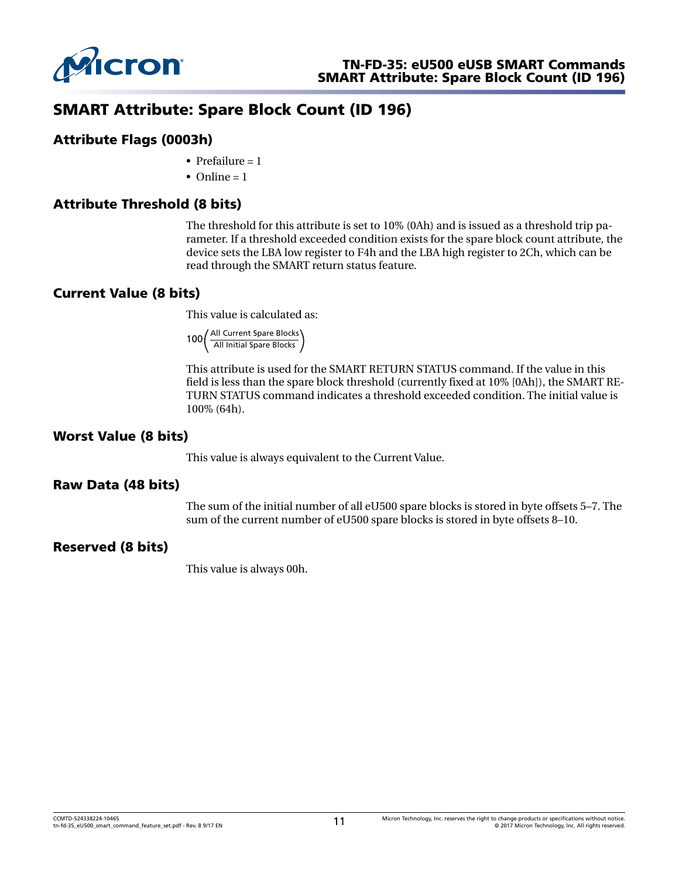# SMART Attribute: Spare Block Count (ID 196)

## Attribute Flags (0003h)

- Prefailure = 1
- Online = 1

## Attribute Threshold (8 bits)

The threshold for this attribute is set to 10% (0Ah) and is issued as a threshold trip parameter. If a threshold exceeded condition exists for the spare block count attribute, the device sets the LBA low register to F4h and the LBA high register to 2Ch, which can be read through the SMART return status feature.

## Current Value (8 bits)

This value is calculated as:

$$100\left(\frac{\text{All Current Spare Blocks}}{\text{All Initial Spare Blocks}}\right)$$

This attribute is used for the SMART RETURN STATUS command. If the value in this field is less than the spare block threshold (currently fixed at 10% [0Ah]), the SMART RETURN STATUS command indicates a threshold exceeded condition. The initial value is 100% (64h).

## Worst Value (8 bits)

This value is always equivalent to the Current Value.

## Raw Data (48 bits)

The sum of the initial number of all eU500 spare blocks is stored in byte offsets 5–7. The sum of the current number of eU500 spare blocks is stored in byte offsets 8–10.

## Reserved (8 bits)

This value is always 00h.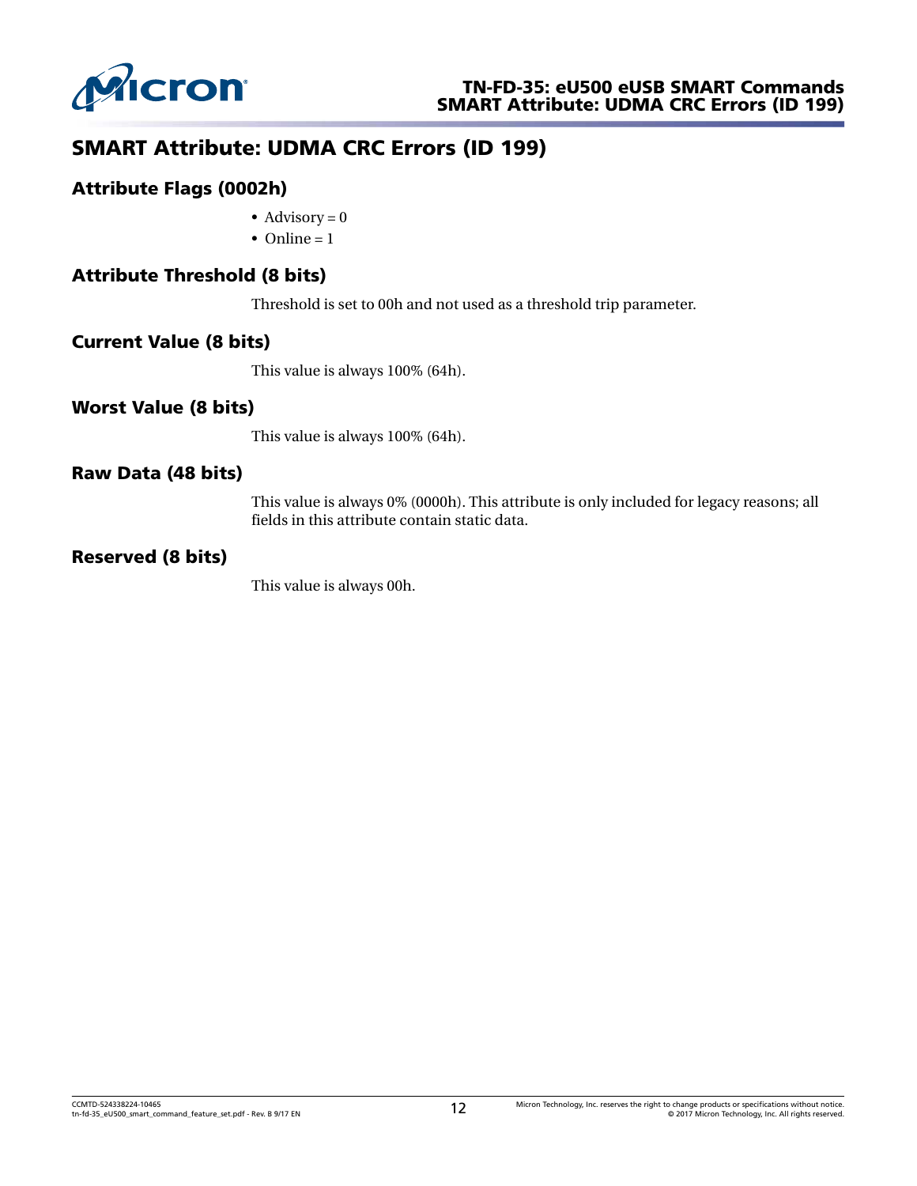## SMART Attribute: UDMA CRC Errors (ID 199)

### Attribute Flags (0002h)

- Advisory = 0
- Online = 1

### Attribute Threshold (8 bits)

Threshold is set to 00h and not used as a threshold trip parameter.

### Current Value (8 bits)

This value is always 100% (64h).

### Worst Value (8 bits)

This value is always 100% (64h).

### Raw Data (48 bits)

This value is always 0% (0000h). This attribute is only included for legacy reasons; all fields in this attribute contain static data.

### Reserved (8 bits)

This value is always 00h.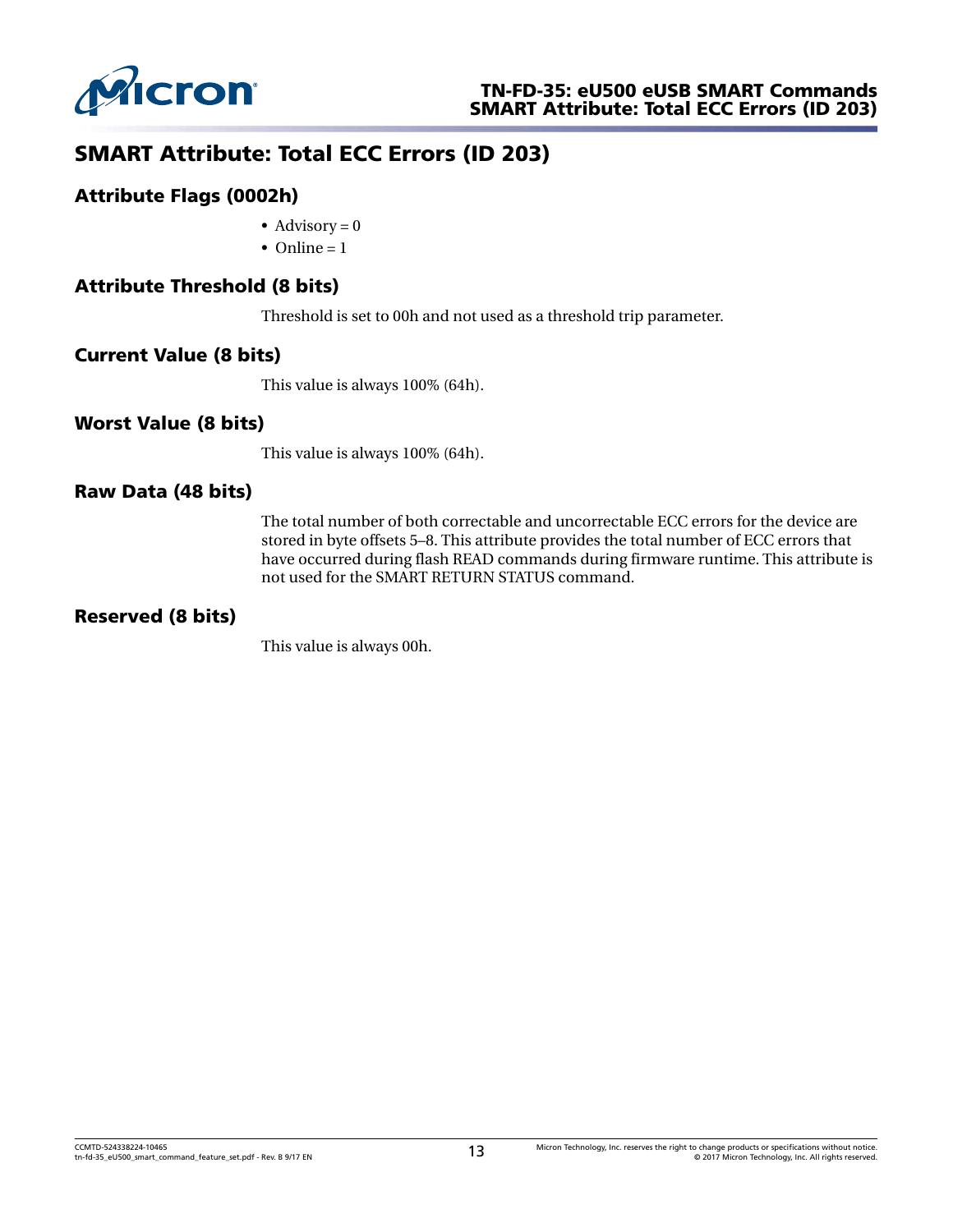# SMART Attribute: Total ECC Errors (ID 203)

## Attribute Flags (0002h)

- Advisory = 0
- Online = 1

## Attribute Threshold (8 bits)

Threshold is set to 00h and not used as a threshold trip parameter.

## Current Value (8 bits)

This value is always 100% (64h).

## Worst Value (8 bits)

This value is always 100% (64h).

## Raw Data (48 bits)

The total number of both correctable and uncorrectable ECC errors for the device are stored in byte offsets 5–8. This attribute provides the total number of ECC errors that have occurred during flash READ commands during firmware runtime. This attribute is not used for the SMART RETURN STATUS command.

## Reserved (8 bits)

This value is always 00h.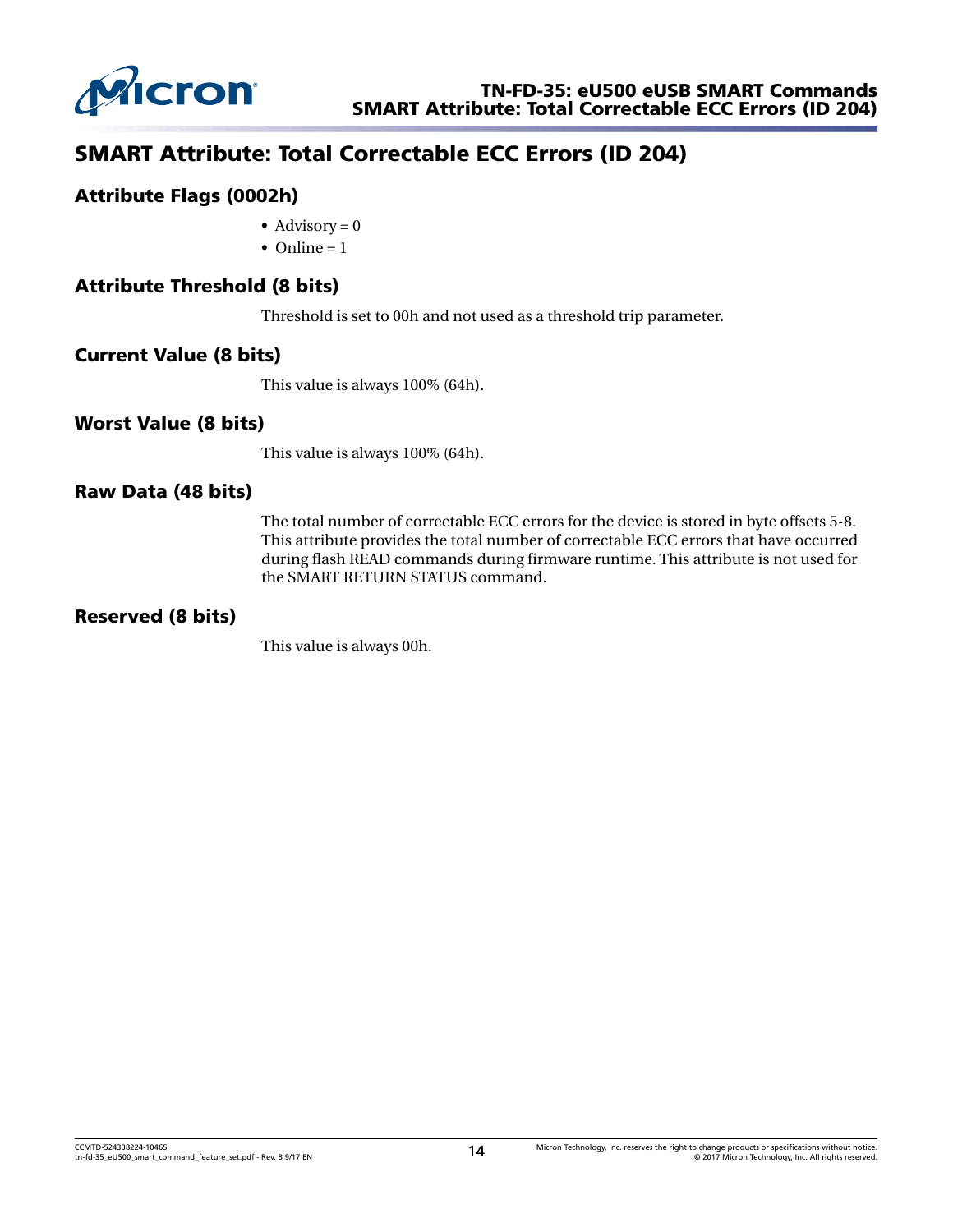# SMART Attribute: Total Correctable ECC Errors (ID 204)

## Attribute Flags (0002h)

- Advisory = 0
- Online = 1

## Attribute Threshold (8 bits)

Threshold is set to 00h and not used as a threshold trip parameter.

## Current Value (8 bits)

This value is always 100% (64h).

## Worst Value (8 bits)

This value is always 100% (64h).

## Raw Data (48 bits)

The total number of correctable ECC errors for the device is stored in byte offsets 5-8. This attribute provides the total number of correctable ECC errors that have occurred during flash READ commands during firmware runtime. This attribute is not used for the SMART RETURN STATUS command.

## Reserved (8 bits)

This value is always 00h.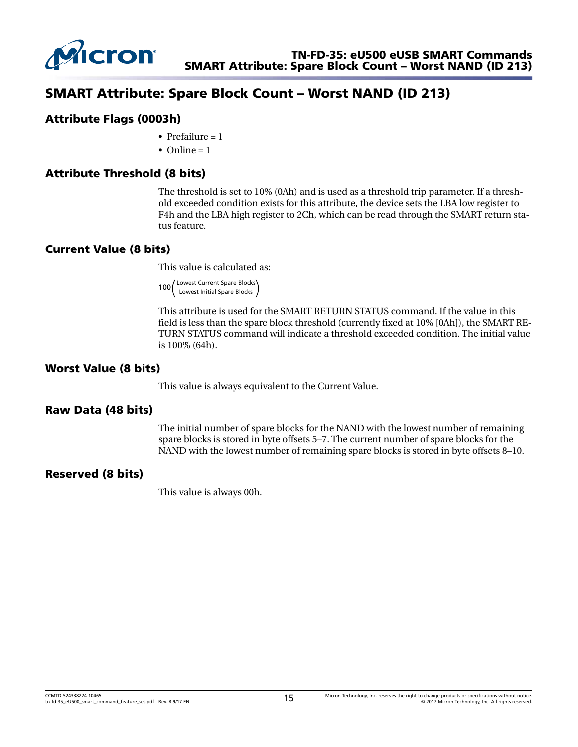# SMART Attribute: Spare Block Count – Worst NAND (ID 213)

## Attribute Flags (0003h)

- Prefailure = 1
- Online = 1

## Attribute Threshold (8 bits)

The threshold is set to 10% (0Ah) and is used as a threshold trip parameter. If a threshold exceeded condition exists for this attribute, the device sets the LBA low register to F4h and the LBA high register to 2Ch, which can be read through the SMART return status feature.

## Current Value (8 bits)

This value is calculated as:

$$100\left(\frac{\text{Lowest Current Spare Blocks}}{\text{Lowest Initial Spare Blocks}}\right)$$

This attribute is used for the SMART RETURN STATUS command. If the value in this field is less than the spare block threshold (currently fixed at 10% [0Ah]), the SMART RETURN STATUS command will indicate a threshold exceeded condition. The initial value is 100% (64h).

## Worst Value (8 bits)

This value is always equivalent to the Current Value.

## Raw Data (48 bits)

The initial number of spare blocks for the NAND with the lowest number of remaining spare blocks is stored in byte offsets 5–7. The current number of spare blocks for the NAND with the lowest number of remaining spare blocks is stored in byte offsets 8–10.

## Reserved (8 bits)

This value is always 00h.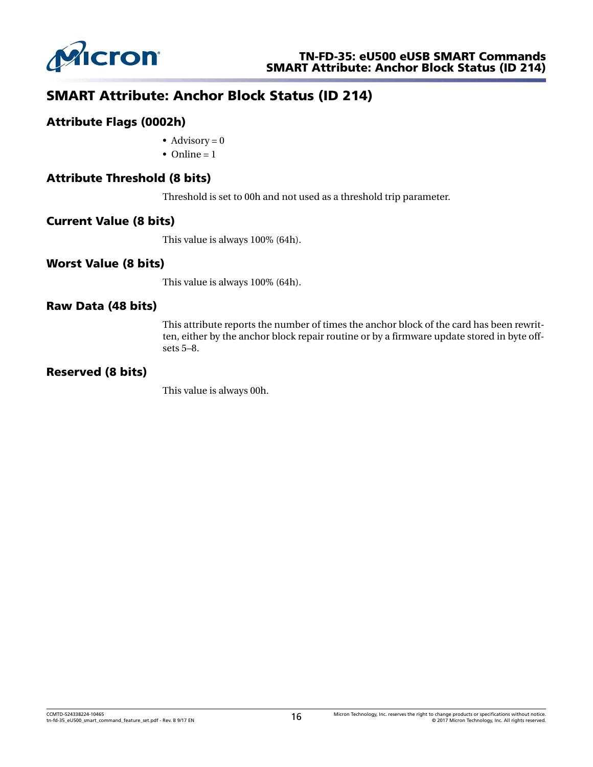# SMART Attribute: Anchor Block Status (ID 214)

## Attribute Flags (0002h)

- Advisory = 0
- Online = 1

## Attribute Threshold (8 bits)

Threshold is set to 00h and not used as a threshold trip parameter.

## Current Value (8 bits)

This value is always 100% (64h).

## Worst Value (8 bits)

This value is always 100% (64h).

## Raw Data (48 bits)

This attribute reports the number of times the anchor block of the card has been rewritten, either by the anchor block repair routine or by a firmware update stored in byte offsets 5–8.

## Reserved (8 bits)

This value is always 00h.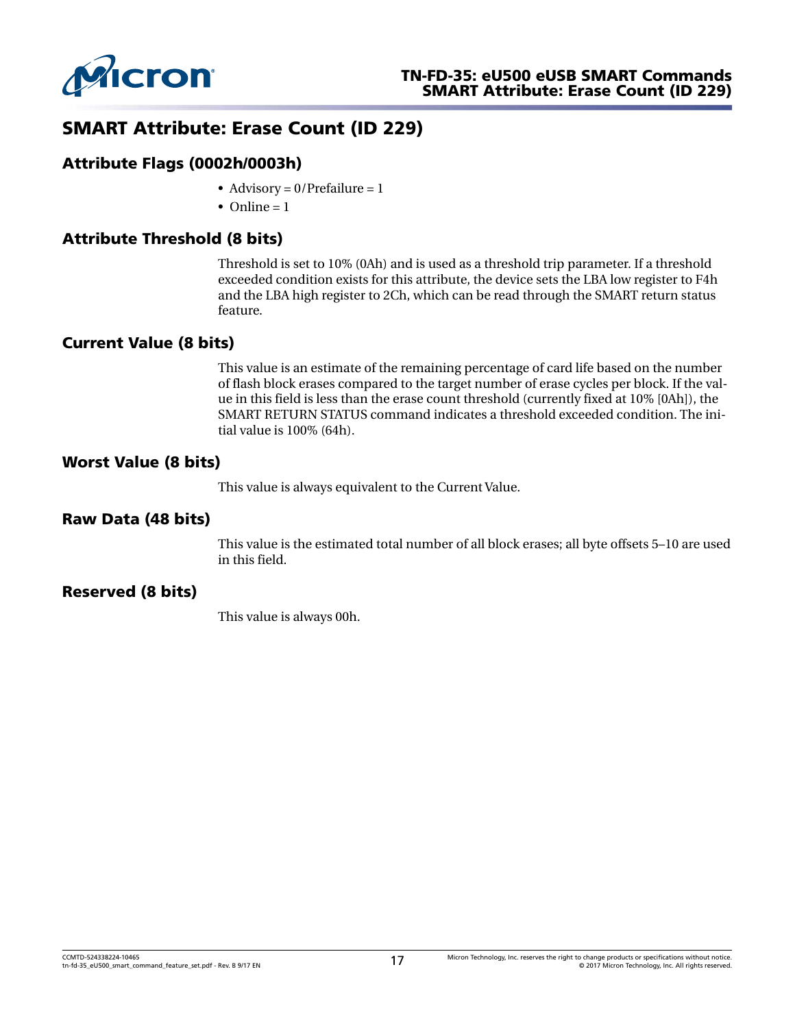## SMART Attribute: Erase Count (ID 229)

### Attribute Flags (0002h/0003h)

- Advisory = 0/Prefailure = 1
- Online = 1

### Attribute Threshold (8 bits)

Threshold is set to 10% (0Ah) and is used as a threshold trip parameter. If a threshold exceeded condition exists for this attribute, the device sets the LBA low register to F4h and the LBA high register to 2Ch, which can be read through the SMART return status feature.

### Current Value (8 bits)

This value is an estimate of the remaining percentage of card life based on the number of flash block erases compared to the target number of erase cycles per block. If the value in this field is less than the erase count threshold (currently fixed at 10% [0Ah]), the SMART RETURN STATUS command indicates a threshold exceeded condition. The initial value is 100% (64h).

### Worst Value (8 bits)

This value is always equivalent to the Current Value.

### Raw Data (48 bits)

This value is the estimated total number of all block erases; all byte offsets 5–10 are used in this field.

### Reserved (8 bits)

This value is always 00h.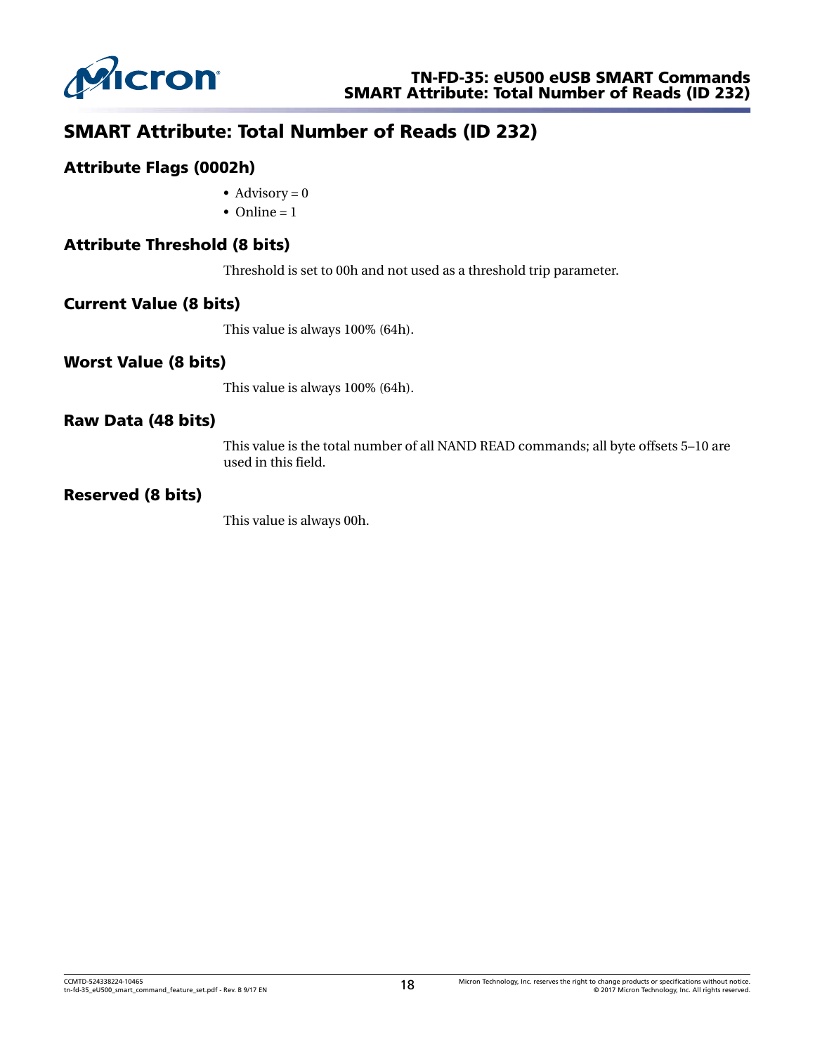# SMART Attribute: Total Number of Reads (ID 232)

## Attribute Flags (0002h)

- Advisory = 0
- Online = 1

## Attribute Threshold (8 bits)

Threshold is set to 00h and not used as a threshold trip parameter.

## Current Value (8 bits)

This value is always 100% (64h).

## Worst Value (8 bits)

This value is always 100% (64h).

## Raw Data (48 bits)

This value is the total number of all NAND READ commands; all byte offsets 5–10 are used in this field.

## Reserved (8 bits)

This value is always 00h.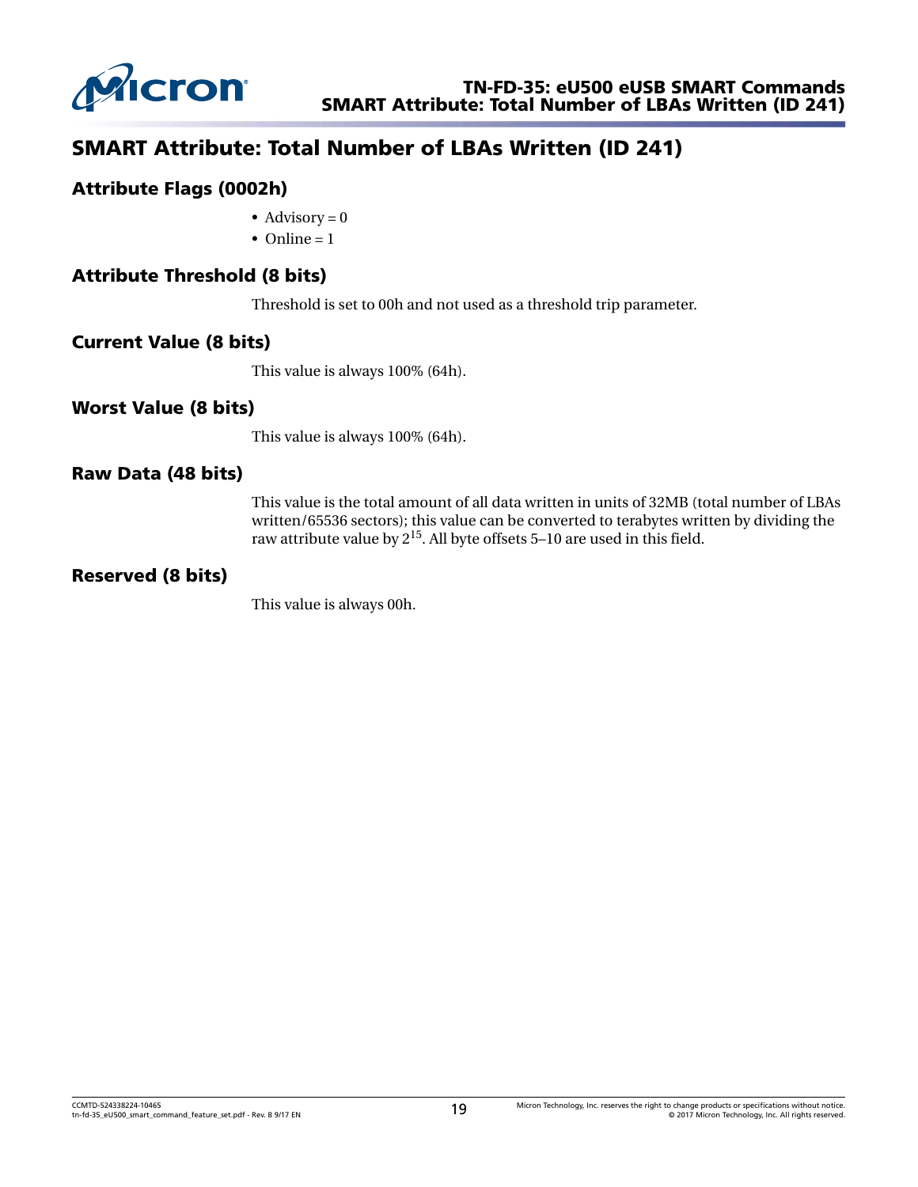# SMART Attribute: Total Number of LBAs Written (ID 241)

## Attribute Flags (0002h)

- Advisory = 0
- Online = 1

## Attribute Threshold (8 bits)

Threshold is set to 00h and not used as a threshold trip parameter.

## Current Value (8 bits)

This value is always 100% (64h).

## Worst Value (8 bits)

This value is always 100% (64h).

## Raw Data (48 bits)

This value is the total amount of all data written in units of 32MB (total number of LBAs written/65536 sectors); this value can be converted to terabytes written by dividing the raw attribute value by $2^{15}$. All byte offsets 5–10 are used in this field.

## Reserved (8 bits)

This value is always 00h.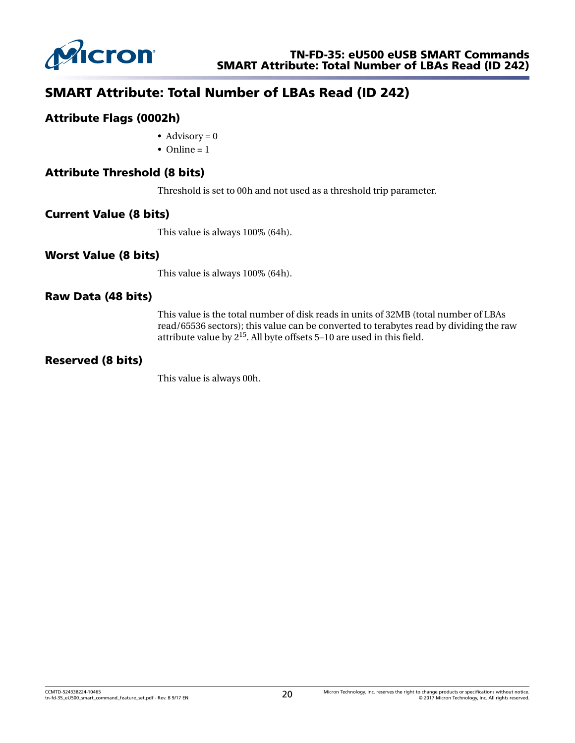# SMART Attribute: Total Number of LBAs Read (ID 242)

## Attribute Flags (0002h)

- Advisory = 0
- Online = 1

## Attribute Threshold (8 bits)

Threshold is set to 00h and not used as a threshold trip parameter.

## Current Value (8 bits)

This value is always 100% (64h).

## Worst Value (8 bits)

This value is always 100% (64h).

## Raw Data (48 bits)

This value is the total number of disk reads in units of 32MB (total number of LBAs read/65536 sectors); this value can be converted to terabytes read by dividing the raw attribute value by $2^{15}$. All byte offsets 5–10 are used in this field.

## Reserved (8 bits)

This value is always 00h.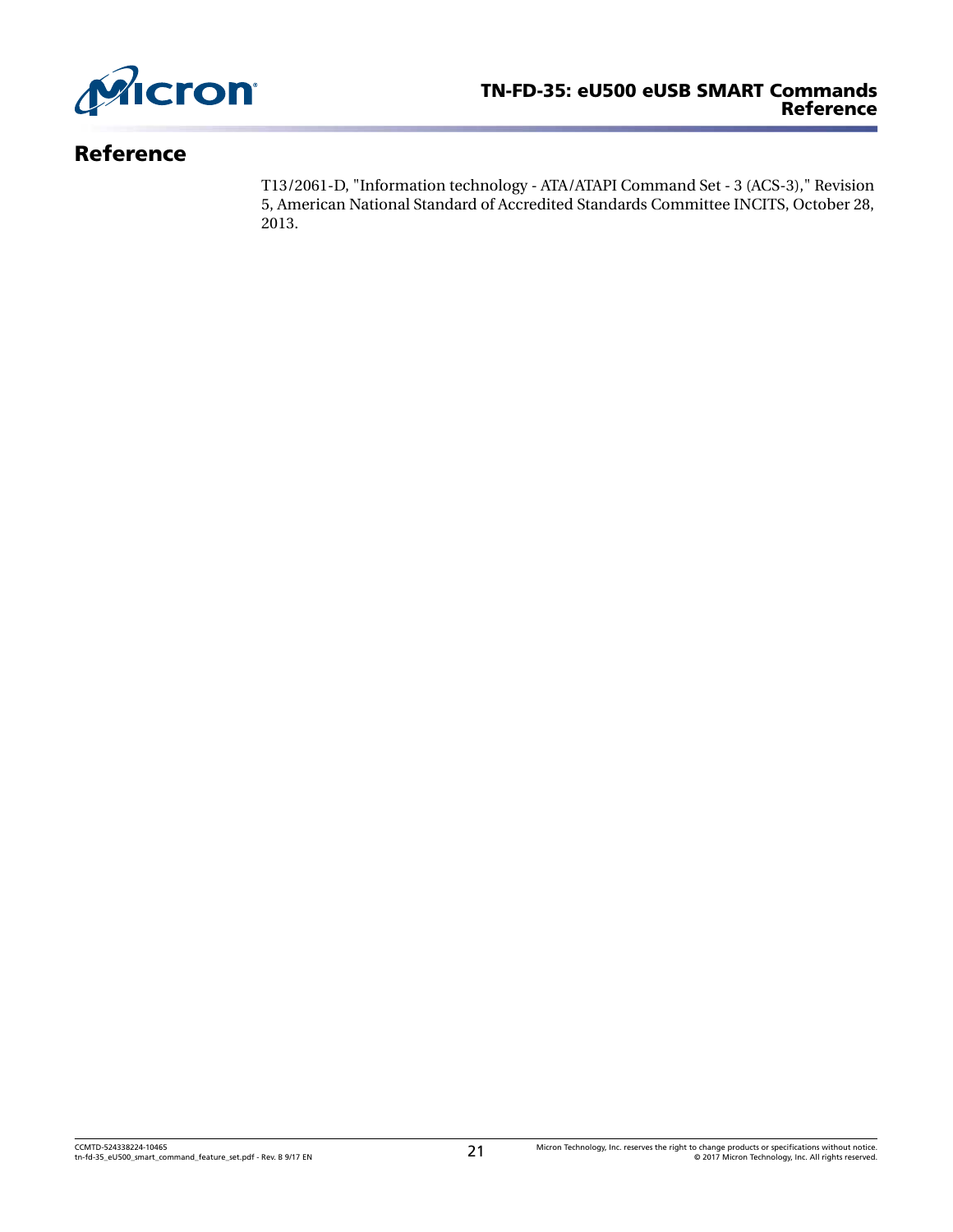# Reference

T13/2061-D, "Information technology - ATA/ATAPI Command Set - 3 (ACS-3)," Revision 5, American National Standard of Accredited Standards Committee INCITS, October 28, 2013.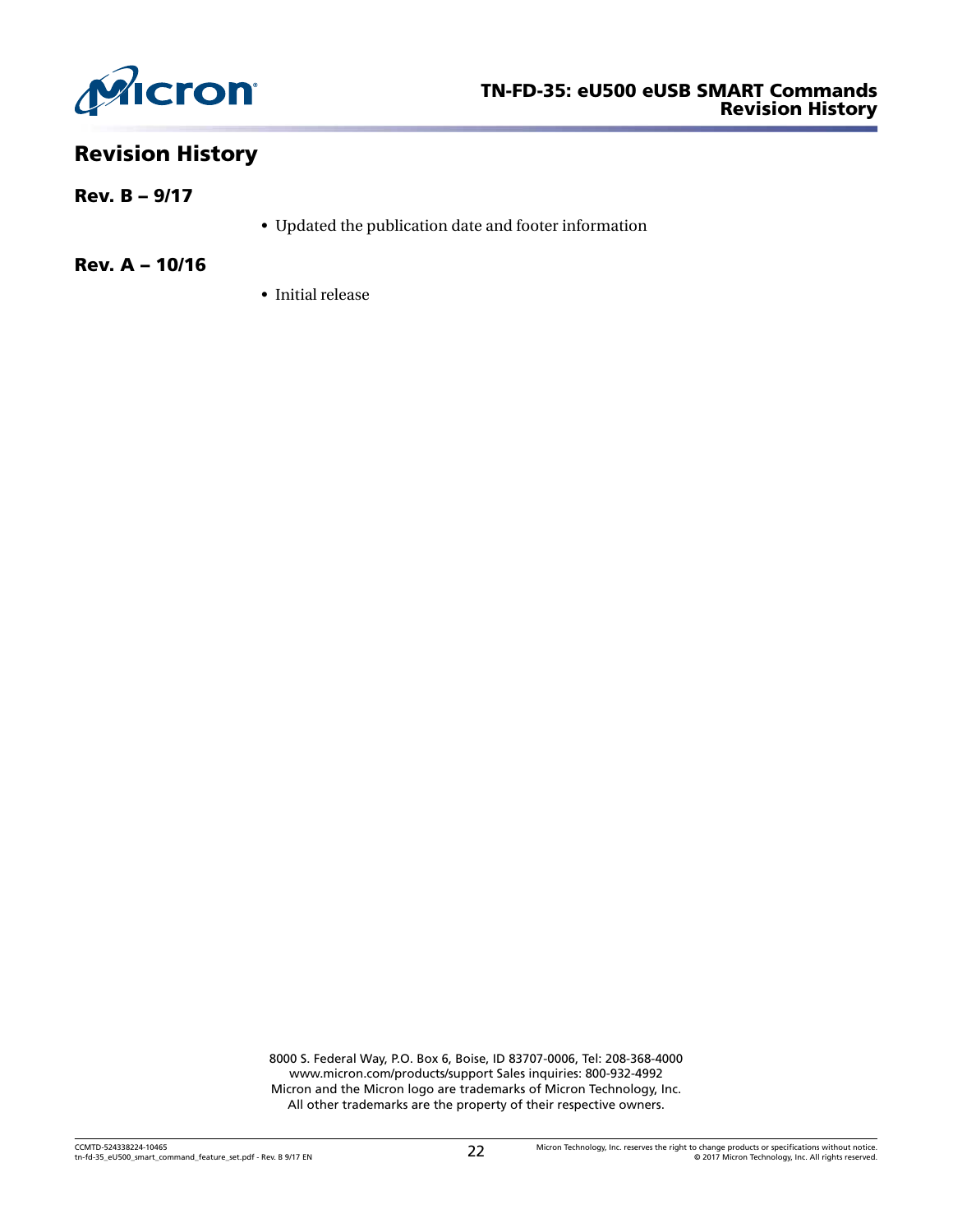# Revision History

## Rev. B – 9/17

- Updated the publication date and footer information

## Rev. A – 10/16

- Initial release

8000 S. Federal Way, P.O. Box 6, Boise, ID 83707-0006, Tel: 208-368-4000
www.micron.com/products/support Sales inquiries: 800-932-4992
Micron and the Micron logo are trademarks of Micron Technology, Inc.
All other trademarks are the property of their respective owners.